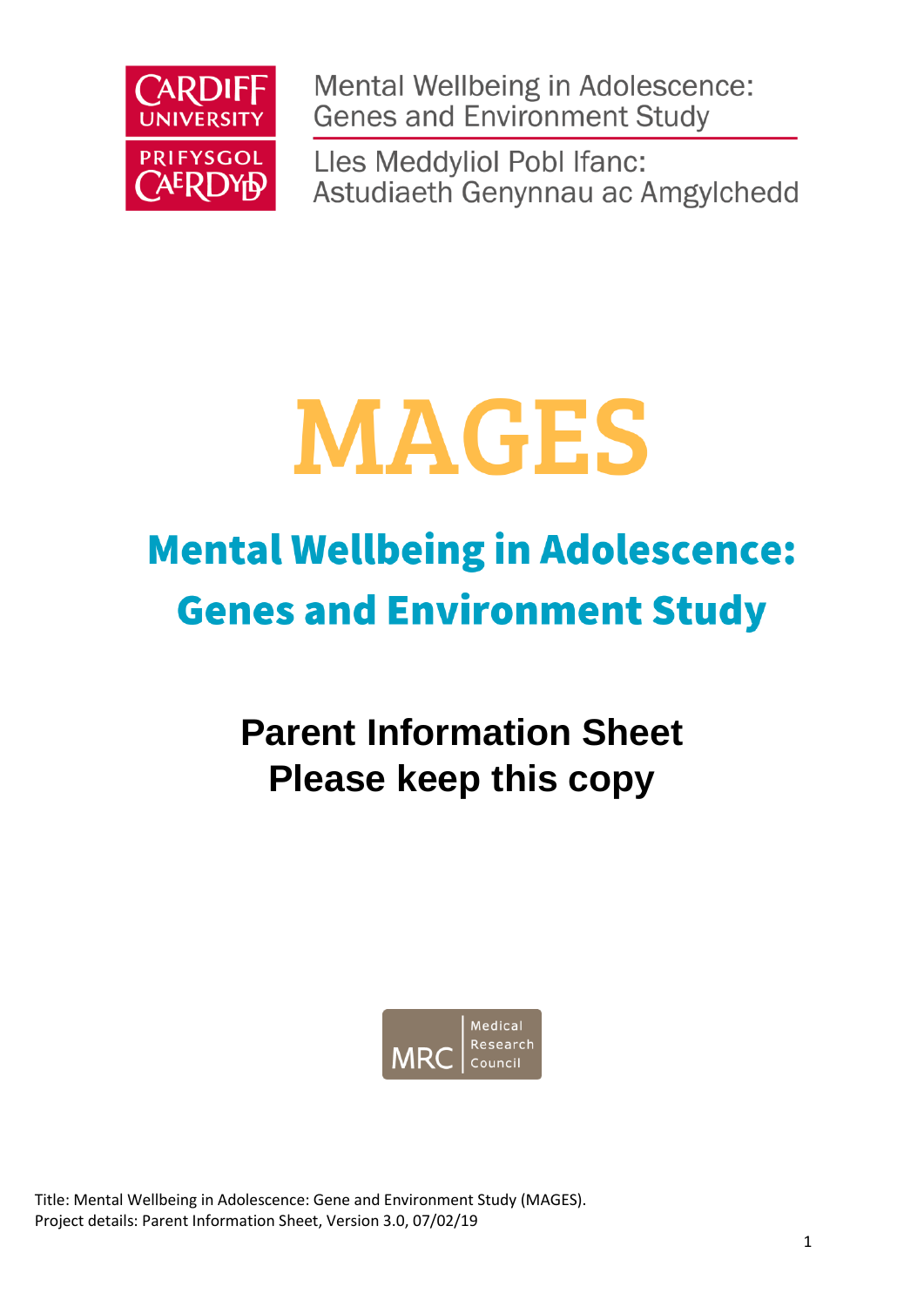Mental Wellbeing in Adolescence: Genes and Environment Study

Lles Meddyliol Pobl Ifanc: Astudiaeth Genynnau ac Amgylchedd

# MAGES

## Mental Wellbeing in Adolescence: Genes and Environment Study

### Parent Information Sheet
### Please keep this copy

Title: Mental Wellbeing in Adolescence: Gene and Environment Study (MAGES).
Project details: Parent Information Sheet, Version 3.0, 07/02/19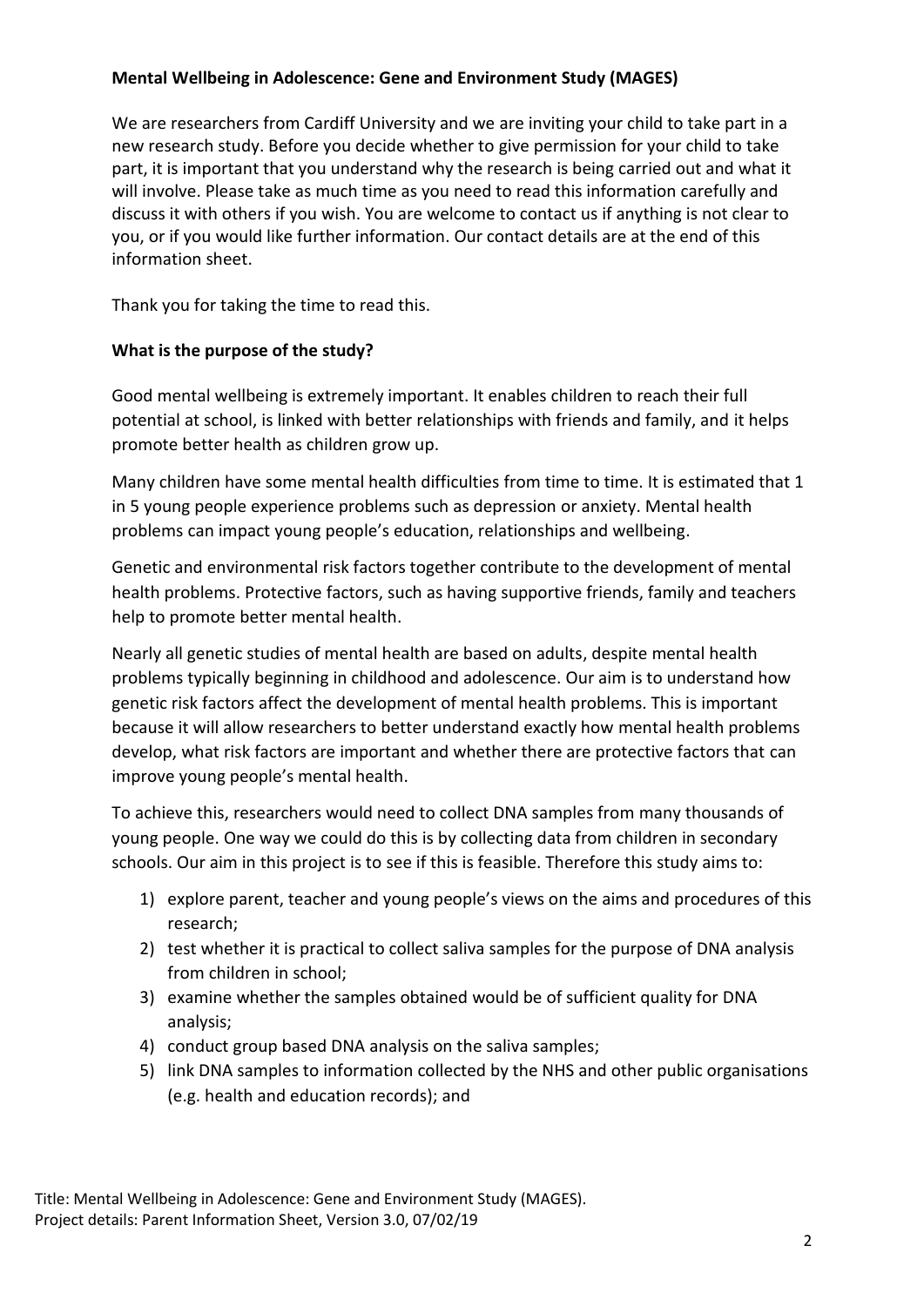**Mental Wellbeing in Adolescence: Gene and Environment Study (MAGES)**

We are researchers from Cardiff University and we are inviting your child to take part in a new research study. Before you decide whether to give permission for your child to take part, it is important that you understand why the research is being carried out and what it will involve. Please take as much time as you need to read this information carefully and discuss it with others if you wish. You are welcome to contact us if anything is not clear to you, or if you would like further information. Our contact details are at the end of this information sheet.

Thank you for taking the time to read this.

**What is the purpose of the study?**

Good mental wellbeing is extremely important. It enables children to reach their full potential at school, is linked with better relationships with friends and family, and it helps promote better health as children grow up.

Many children have some mental health difficulties from time to time. It is estimated that 1 in 5 young people experience problems such as depression or anxiety. Mental health problems can impact young people's education, relationships and wellbeing.

Genetic and environmental risk factors together contribute to the development of mental health problems. Protective factors, such as having supportive friends, family and teachers help to promote better mental health.

Nearly all genetic studies of mental health are based on adults, despite mental health problems typically beginning in childhood and adolescence. Our aim is to understand how genetic risk factors affect the development of mental health problems. This is important because it will allow researchers to better understand exactly how mental health problems develop, what risk factors are important and whether there are protective factors that can improve young people's mental health.

To achieve this, researchers would need to collect DNA samples from many thousands of young people. One way we could do this is by collecting data from children in secondary schools. Our aim in this project is to see if this is feasible. Therefore this study aims to:

1) explore parent, teacher and young people's views on the aims and procedures of this research;
2) test whether it is practical to collect saliva samples for the purpose of DNA analysis from children in school;
3) examine whether the samples obtained would be of sufficient quality for DNA analysis;
4) conduct group based DNA analysis on the saliva samples;
5) link DNA samples to information collected by the NHS and other public organisations (e.g. health and education records); and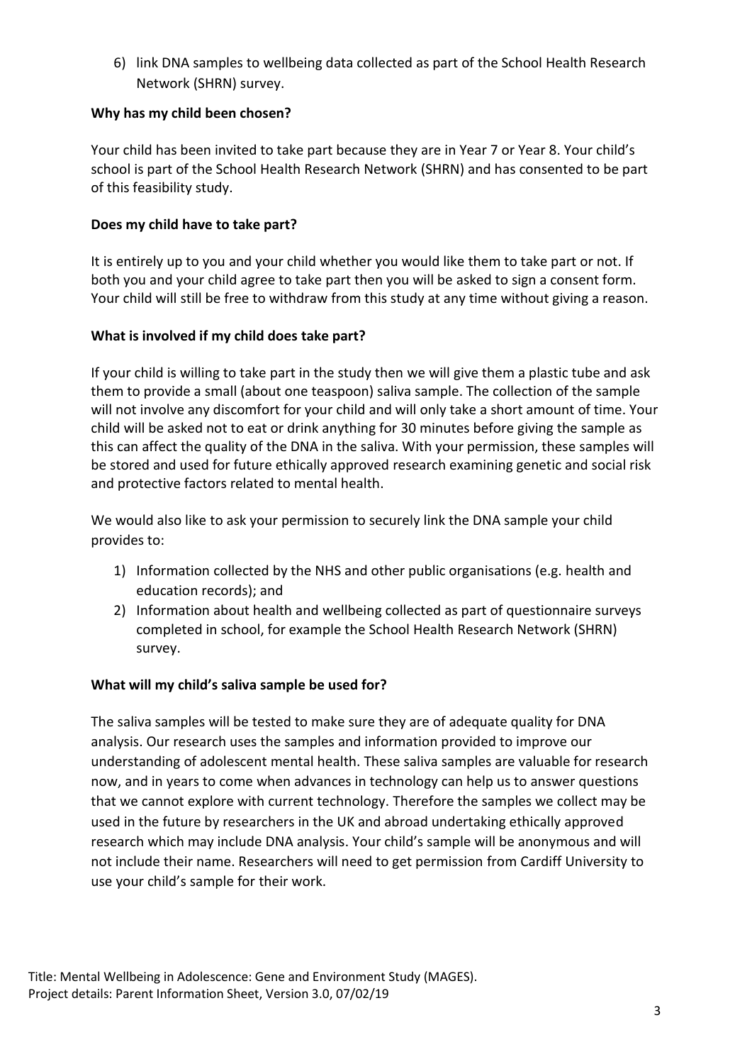6) link DNA samples to wellbeing data collected as part of the School Health Research Network (SHRN) survey.

**Why has my child been chosen?**

Your child has been invited to take part because they are in Year 7 or Year 8. Your child's school is part of the School Health Research Network (SHRN) and has consented to be part of this feasibility study.

**Does my child have to take part?**

It is entirely up to you and your child whether you would like them to take part or not. If both you and your child agree to take part then you will be asked to sign a consent form. Your child will still be free to withdraw from this study at any time without giving a reason.

**What is involved if my child does take part?**

If your child is willing to take part in the study then we will give them a plastic tube and ask them to provide a small (about one teaspoon) saliva sample. The collection of the sample will not involve any discomfort for your child and will only take a short amount of time. Your child will be asked not to eat or drink anything for 30 minutes before giving the sample as this can affect the quality of the DNA in the saliva. With your permission, these samples will be stored and used for future ethically approved research examining genetic and social risk and protective factors related to mental health.

We would also like to ask your permission to securely link the DNA sample your child provides to:

1) Information collected by the NHS and other public organisations (e.g. health and education records); and
2) Information about health and wellbeing collected as part of questionnaire surveys completed in school, for example the School Health Research Network (SHRN) survey.

**What will my child's saliva sample be used for?**

The saliva samples will be tested to make sure they are of adequate quality for DNA analysis. Our research uses the samples and information provided to improve our understanding of adolescent mental health. These saliva samples are valuable for research now, and in years to come when advances in technology can help us to answer questions that we cannot explore with current technology. Therefore the samples we collect may be used in the future by researchers in the UK and abroad undertaking ethically approved research which may include DNA analysis. Your child's sample will be anonymous and will not include their name. Researchers will need to get permission from Cardiff University to use your child's sample for their work.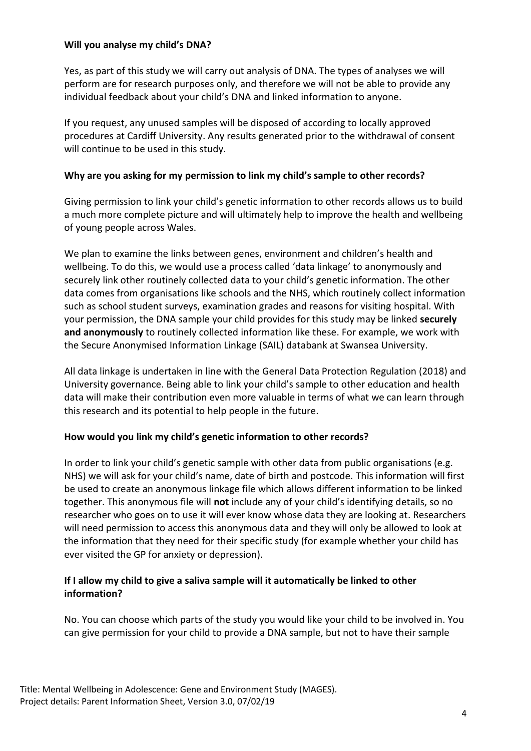**Will you analyse my child's DNA?**

Yes, as part of this study we will carry out analysis of DNA. The types of analyses we will perform are for research purposes only, and therefore we will not be able to provide any individual feedback about your child's DNA and linked information to anyone.

If you request, any unused samples will be disposed of according to locally approved procedures at Cardiff University. Any results generated prior to the withdrawal of consent will continue to be used in this study.

**Why are you asking for my permission to link my child's sample to other records?**

Giving permission to link your child's genetic information to other records allows us to build a much more complete picture and will ultimately help to improve the health and wellbeing of young people across Wales.

We plan to examine the links between genes, environment and children's health and wellbeing. To do this, we would use a process called 'data linkage' to anonymously and securely link other routinely collected data to your child's genetic information. The other data comes from organisations like schools and the NHS, which routinely collect information such as school student surveys, examination grades and reasons for visiting hospital. With your permission, the DNA sample your child provides for this study may be linked **securely and anonymously** to routinely collected information like these. For example, we work with the Secure Anonymised Information Linkage (SAIL) databank at Swansea University.

All data linkage is undertaken in line with the General Data Protection Regulation (2018) and University governance. Being able to link your child's sample to other education and health data will make their contribution even more valuable in terms of what we can learn through this research and its potential to help people in the future.

**How would you link my child's genetic information to other records?**

In order to link your child's genetic sample with other data from public organisations (e.g. NHS) we will ask for your child's name, date of birth and postcode. This information will first be used to create an anonymous linkage file which allows different information to be linked together. This anonymous file will **not** include any of your child's identifying details, so no researcher who goes on to use it will ever know whose data they are looking at. Researchers will need permission to access this anonymous data and they will only be allowed to look at the information that they need for their specific study (for example whether your child has ever visited the GP for anxiety or depression).

**If I allow my child to give a saliva sample will it automatically be linked to other information?**

No. You can choose which parts of the study you would like your child to be involved in. You can give permission for your child to provide a DNA sample, but not to have their sample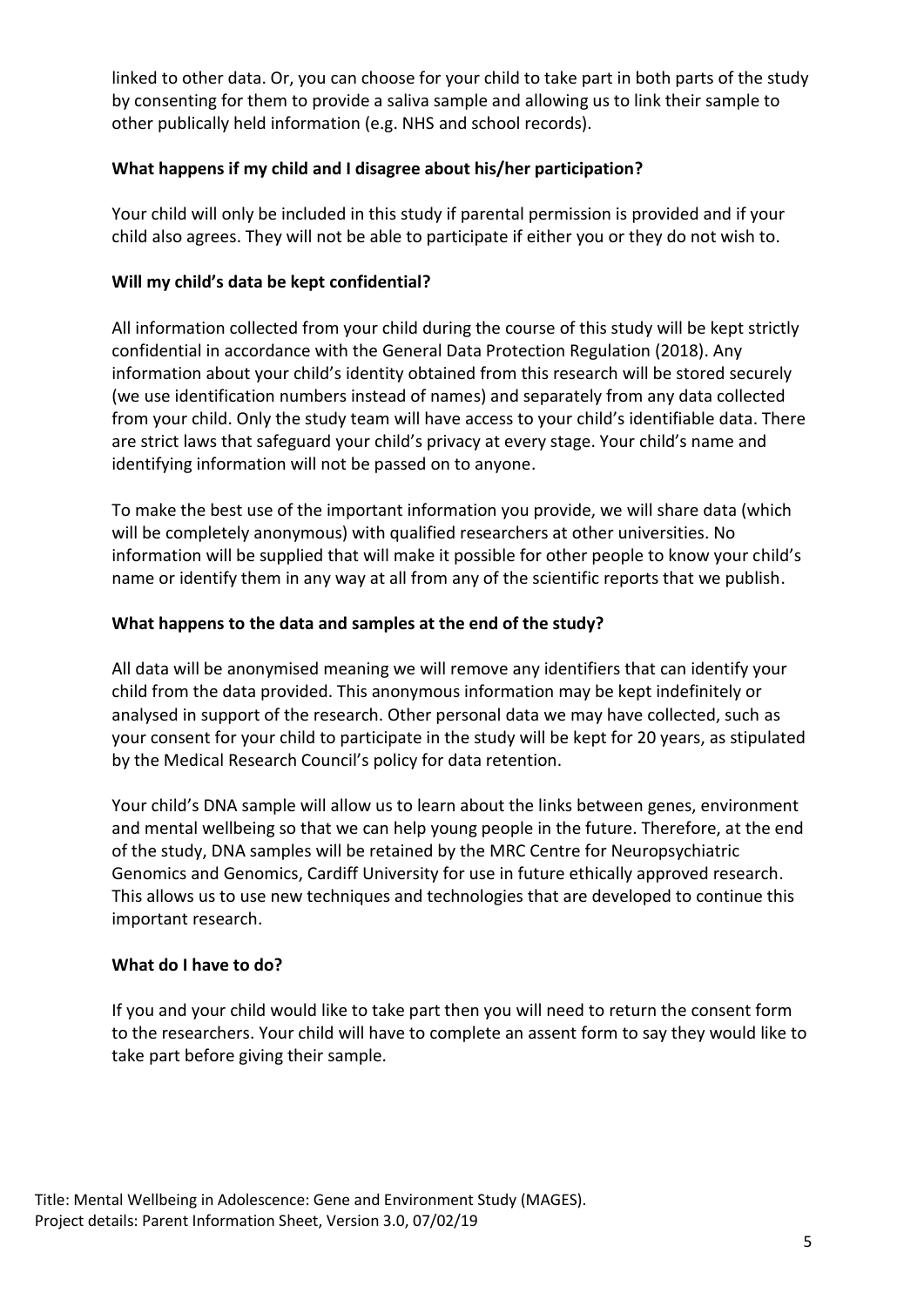linked to other data. Or, you can choose for your child to take part in both parts of the study by consenting for them to provide a saliva sample and allowing us to link their sample to other publically held information (e.g. NHS and school records).

**What happens if my child and I disagree about his/her participation?**

Your child will only be included in this study if parental permission is provided and if your child also agrees. They will not be able to participate if either you or they do not wish to.

**Will my child's data be kept confidential?**

All information collected from your child during the course of this study will be kept strictly confidential in accordance with the General Data Protection Regulation (2018). Any information about your child's identity obtained from this research will be stored securely (we use identification numbers instead of names) and separately from any data collected from your child. Only the study team will have access to your child's identifiable data. There are strict laws that safeguard your child's privacy at every stage. Your child's name and identifying information will not be passed on to anyone.

To make the best use of the important information you provide, we will share data (which will be completely anonymous) with qualified researchers at other universities. No information will be supplied that will make it possible for other people to know your child's name or identify them in any way at all from any of the scientific reports that we publish.

**What happens to the data and samples at the end of the study?**

All data will be anonymised meaning we will remove any identifiers that can identify your child from the data provided. This anonymous information may be kept indefinitely or analysed in support of the research. Other personal data we may have collected, such as your consent for your child to participate in the study will be kept for 20 years, as stipulated by the Medical Research Council's policy for data retention.

Your child's DNA sample will allow us to learn about the links between genes, environment and mental wellbeing so that we can help young people in the future. Therefore, at the end of the study, DNA samples will be retained by the MRC Centre for Neuropsychiatric Genomics and Genomics, Cardiff University for use in future ethically approved research. This allows us to use new techniques and technologies that are developed to continue this important research.

**What do I have to do?**

If you and your child would like to take part then you will need to return the consent form to the researchers. Your child will have to complete an assent form to say they would like to take part before giving their sample.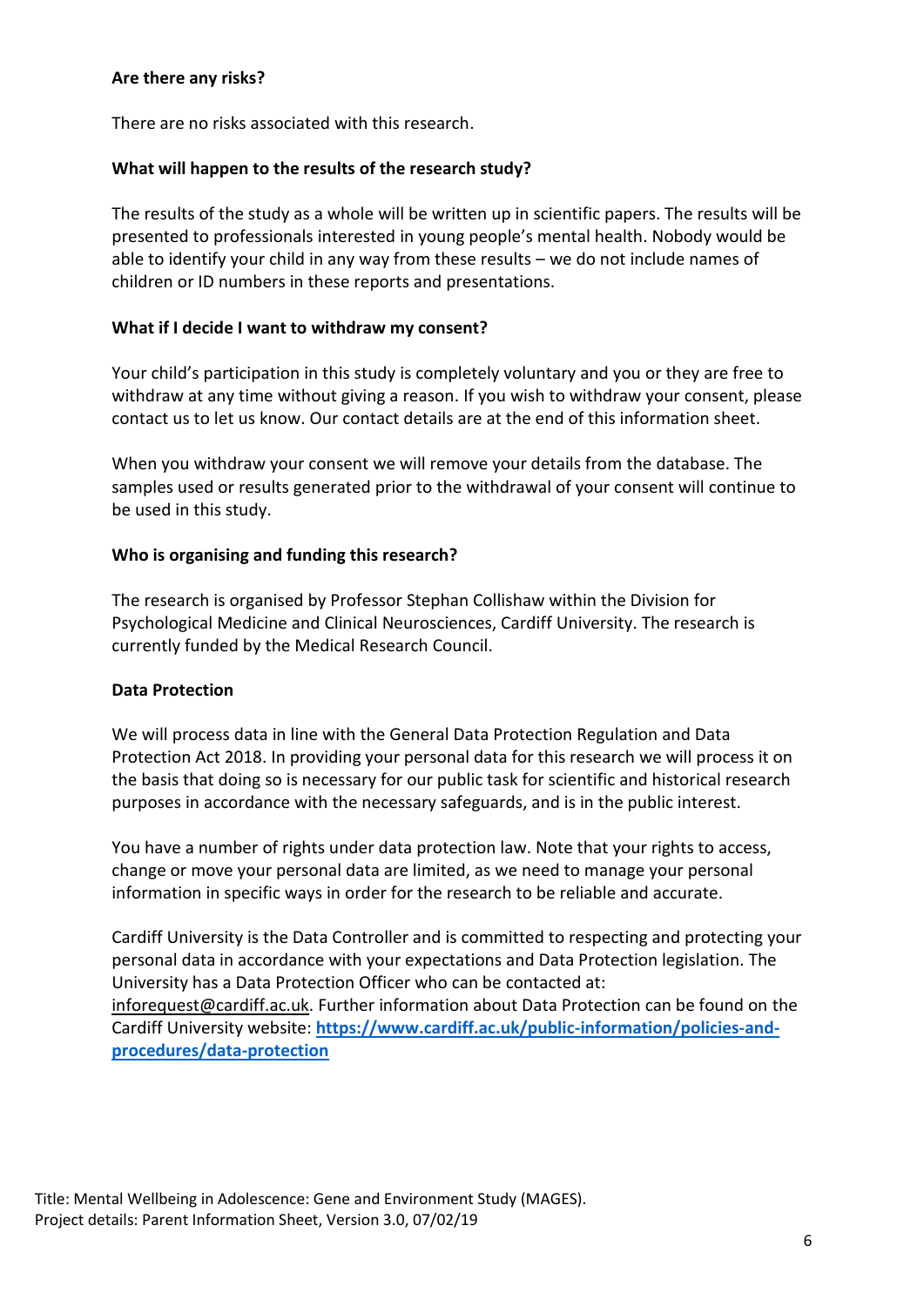**Are there any risks?**

There are no risks associated with this research.

**What will happen to the results of the research study?**

The results of the study as a whole will be written up in scientific papers. The results will be presented to professionals interested in young people's mental health. Nobody would be able to identify your child in any way from these results – we do not include names of children or ID numbers in these reports and presentations.

**What if I decide I want to withdraw my consent?**

Your child's participation in this study is completely voluntary and you or they are free to withdraw at any time without giving a reason. If you wish to withdraw your consent, please contact us to let us know. Our contact details are at the end of this information sheet.

When you withdraw your consent we will remove your details from the database. The samples used or results generated prior to the withdrawal of your consent will continue to be used in this study.

**Who is organising and funding this research?**

The research is organised by Professor Stephan Collishaw within the Division for Psychological Medicine and Clinical Neurosciences, Cardiff University. The research is currently funded by the Medical Research Council.

**Data Protection**

We will process data in line with the General Data Protection Regulation and Data Protection Act 2018. In providing your personal data for this research we will process it on the basis that doing so is necessary for our public task for scientific and historical research purposes in accordance with the necessary safeguards, and is in the public interest.

You have a number of rights under data protection law. Note that your rights to access, change or move your personal data are limited, as we need to manage your personal information in specific ways in order for the research to be reliable and accurate.

Cardiff University is the Data Controller and is committed to respecting and protecting your personal data in accordance with your expectations and Data Protection legislation. The University has a Data Protection Officer who can be contacted at: inforequest@cardiff.ac.uk. Further information about Data Protection can be found on the Cardiff University website: **https://www.cardiff.ac.uk/public-information/policies-and-procedures/data-protection**

Title: Mental Wellbeing in Adolescence: Gene and Environment Study (MAGES).
Project details: Parent Information Sheet, Version 3.0, 07/02/19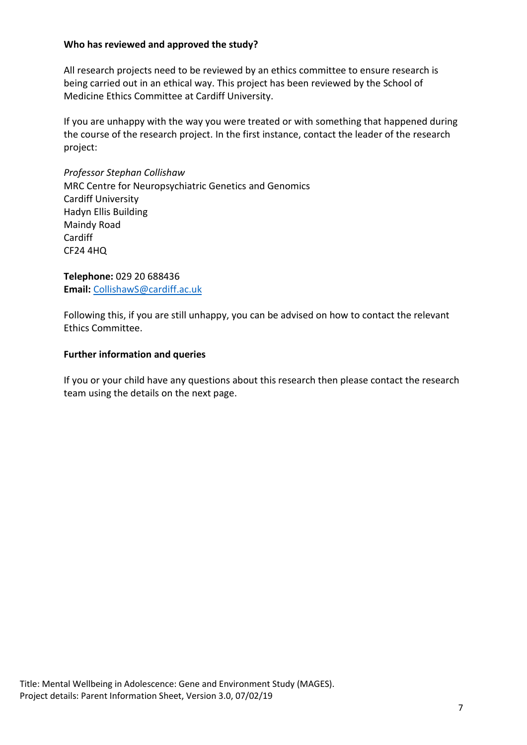**Who has reviewed and approved the study?**

All research projects need to be reviewed by an ethics committee to ensure research is being carried out in an ethical way. This project has been reviewed by the School of Medicine Ethics Committee at Cardiff University.

If you are unhappy with the way you were treated or with something that happened during the course of the research project. In the first instance, contact the leader of the research project:

*Professor Stephan Collishaw*
MRC Centre for Neuropsychiatric Genetics and Genomics
Cardiff University
Hadyn Ellis Building
Maindy Road
Cardiff
CF24 4HQ

**Telephone:** 029 20 688436
**Email:** CollishawS@cardiff.ac.uk

Following this, if you are still unhappy, you can be advised on how to contact the relevant Ethics Committee.

**Further information and queries**

If you or your child have any questions about this research then please contact the research team using the details on the next page.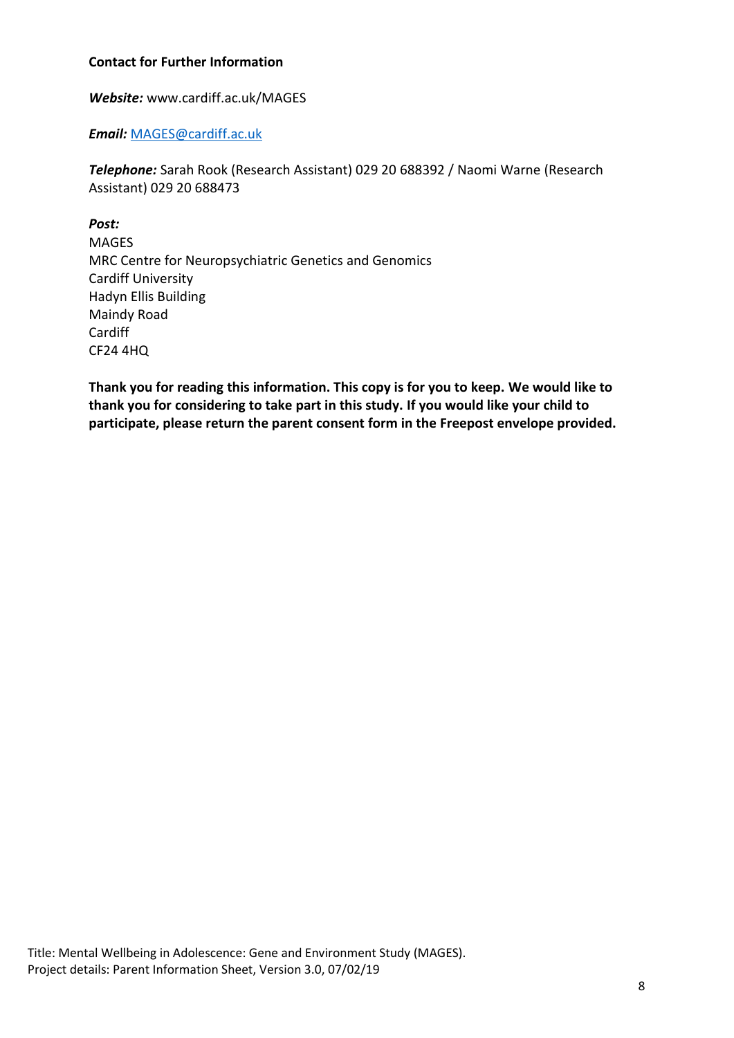**Contact for Further Information**

***Website:*** www.cardiff.ac.uk/MAGES

***Email:*** MAGES@cardiff.ac.uk

***Telephone:*** Sarah Rook (Research Assistant) 029 20 688392 / Naomi Warne (Research Assistant) 029 20 688473

***Post:***

MAGES
MRC Centre for Neuropsychiatric Genetics and Genomics
Cardiff University
Hadyn Ellis Building
Maindy Road
Cardiff
CF24 4HQ

**Thank you for reading this information. This copy is for you to keep. We would like to thank you for considering to take part in this study. If you would like your child to participate, please return the parent consent form in the Freepost envelope provided.**

Title: Mental Wellbeing in Adolescence: Gene and Environment Study (MAGES).
Project details: Parent Information Sheet, Version 3.0, 07/02/19